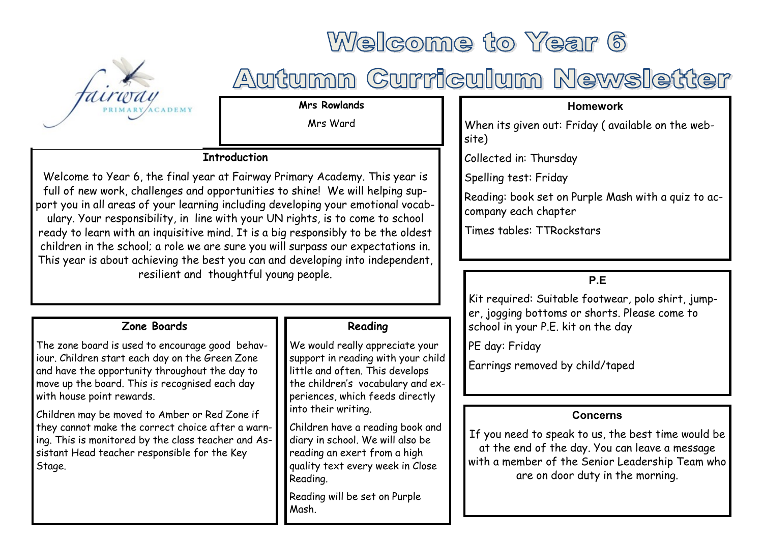# Welcome to Year 6

# Autumn Curriculum Newsletter

**Mrs Rowlands**

Mrs Ward

## Introduction

Welcome to Year 6, the final year at Fairway Primary Academy. This year is full of new work, challenges and opportunities to shine! We will helping support you in all areas of your learning including developing your emotional vocabulary. Your responsibility, in line with your UN rights, is to come to school ready to learn with an inquisitive mind. It is a big responsibly to be the oldest children in the school; a role we are sure you will surpass our expectations in. This year is about achieving the best you can and developing into independent, resilient and thoughtful young people.

## Zone Boards

The zone board is used to encourage good behaviour. Children start each day on the Green Zone and have the opportunity throughout the day to move up the board. This is recognised each day with house point rewards.

Children may be moved to Amber or Red Zone if they cannot make the correct choice after a warning. This is monitored by the class teacher and Assistant Head teacher responsible for the Key Stage.

## Reading

We would really appreciate your support in reading with your child little and often. This develops the children's vocabulary and experiences, which feeds directly into their writing.

Children have a reading book and diary in school. We will also be reading an exert from a high quality text every week in Close Reading.

Reading will be set on Purple Mash.

## Homework

When its given out: Friday ( available on the website)

Collected in: Thursday

Spelling test: Friday

Reading: book set on Purple Mash with a quiz to accompany each chapter

Times tables: TTRockstars

## P.E

Kit required: Suitable footwear, polo shirt, jumper, jogging bottoms or shorts. Please come to school in your P.E. kit on the day

PE day: Friday

Earrings removed by child/taped

## Concerns

If you need to speak to us, the best time would be at the end of the day. You can leave a message with a member of the Senior Leadership Team who are on door duty in the morning.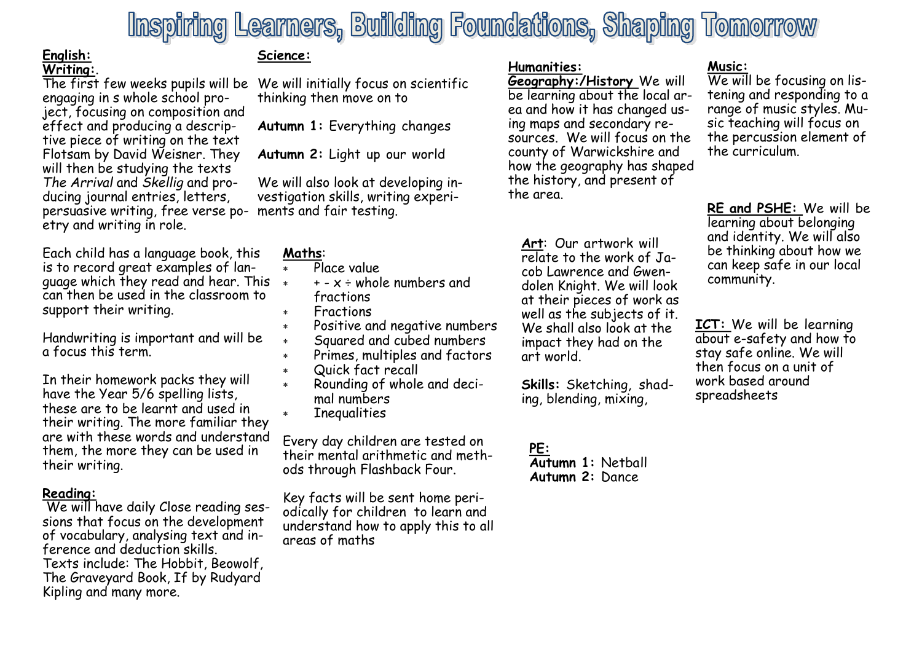# Inspiring Learners, Building Foundations, Shaping Tomorrow

**English:**

**Writing:**.

The first few weeks pupils will be engaging in s whole school project, focusing on composition and effect and producing a descriptive piece of writing on the text Flotsam by David Weisner. They will then be studying the texts *The Arrival* and *Skellig* and producing journal entries, letters, persuasive writing, free verse poetry and writing in role.

Each child has a language book, this is to record great examples of language which they read and hear. This can then be used in the classroom to support their writing.

Handwriting is important and will be a focus this term.

In their homework packs they will have the Year 5/6 spelling lists, these are to be learnt and used in their writing. The more familiar they are with these words and understand them, the more they can be used in their writing.

**Reading:**

We will have daily Close reading sessions that focus on the development of vocabulary, analysing text and inference and deduction skills.
Texts include: The Hobbit, Beowolf, The Graveyard Book, If by Rudyard Kipling and many more.

**Science:**

We will initially focus on scientific thinking then move on to

**Autumn 1:** Everything changes

**Autumn 2:** Light up our world

We will also look at developing investigation skills, writing experiments and fair testing.

**Maths**:

* Place value
* + - x ÷ whole numbers and fractions
* Fractions
* Positive and negative numbers
* Squared and cubed numbers
* Primes, multiples and factors
* Quick fact recall
* Rounding of whole and decimal numbers
* Inequalities

Every day children are tested on their mental arithmetic and methods through Flashback Four.

Key facts will be sent home periodically for children to learn and understand how to apply this to all areas of maths

**Humanities:**

**Geography:/History** We will be learning about the local area and how it has changed using maps and secondary resources. We will focus on the county of Warwickshire and how the geography has shaped the history, and present of the area.

**Art**: Our artwork will relate to the work of Jacob Lawrence and Gwendolen Knight. We will look at their pieces of work as well as the subjects of it. We shall also look at the impact they had on the art world.

**Skills:** Sketching, shading, blending, mixing,

**PE:**
**Autumn 1:** Netball
**Autumn 2:** Dance

**Music:**
We will be focusing on listening and responding to a range of music styles. Music teaching will focus on the percussion element of the curriculum.

**RE and PSHE:** We will be learning about belonging and identity. We will also be thinking about how we can keep safe in our local community.

**ICT:** We will be learning about e-safety and how to stay safe online. We will then focus on a unit of work based around spreadsheets